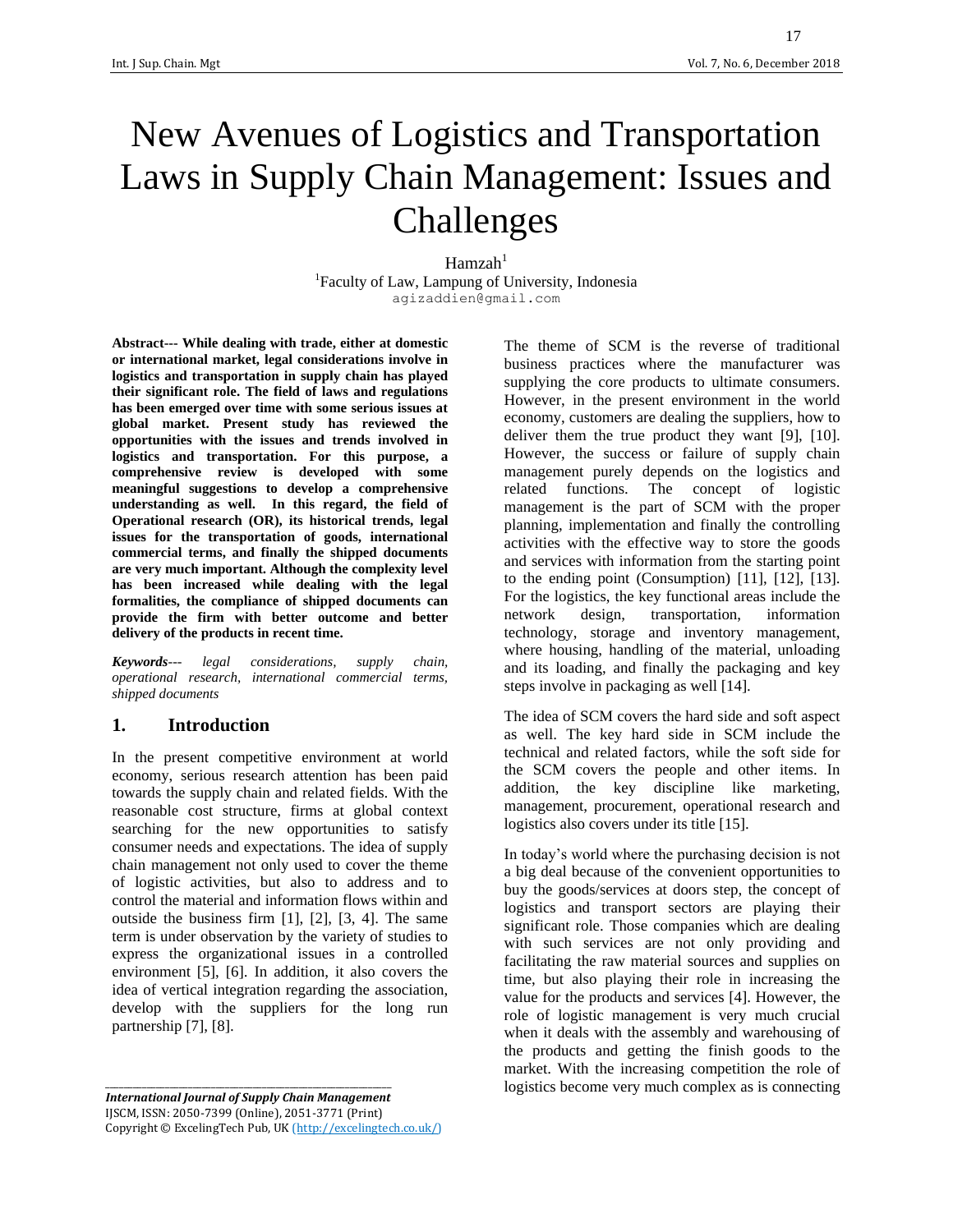# New Avenues of Logistics and Transportation Laws in Supply Chain Management: Issues and Challenges

Hamzah[1]

[1]Faculty of Law, Lampung of University, Indonesia

agizaddien@gmail.com

**Abstract--- While dealing with trade, either at domestic or international market, legal considerations involve in logistics and transportation in supply chain has played their significant role. The field of laws and regulations has been emerged over time with some serious issues at global market. Present study has reviewed the opportunities with the issues and trends involved in logistics and transportation. For this purpose, a comprehensive review is developed with some meaningful suggestions to develop a comprehensive understanding as well. In this regard, the field of Operational research (OR), its historical trends, legal issues for the transportation of goods, international commercial terms, and finally the shipped documents are very much important. Although the complexity level has been increased while dealing with the legal formalities, the compliance of shipped documents can provide the firm with better outcome and better delivery of the products in recent time.**

***Keywords---*** *legal considerations, supply chain, operational research, international commercial terms, shipped documents*

## 1. Introduction

In the present competitive environment at world economy, serious research attention has been paid towards the supply chain and related fields. With the reasonable cost structure, firms at global context searching for the new opportunities to satisfy consumer needs and expectations. The idea of supply chain management not only used to cover the theme of logistic activities, but also to address and to control the material and information flows within and outside the business firm [1], [2], [3, 4]. The same term is under observation by the variety of studies to express the organizational issues in a controlled environment [5], [6]. In addition, it also covers the idea of vertical integration regarding the association, develop with the suppliers for the long run partnership [7], [8].

The theme of SCM is the reverse of traditional business practices where the manufacturer was supplying the core products to ultimate consumers. However, in the present environment in the world economy, customers are dealing the suppliers, how to deliver them the true product they want [9], [10]. However, the success or failure of supply chain management purely depends on the logistics and related functions. The concept of logistic management is the part of SCM with the proper planning, implementation and finally the controlling activities with the effective way to store the goods and services with information from the starting point to the ending point (Consumption) [11], [12], [13]. For the logistics, the key functional areas include the network design, transportation, information technology, storage and inventory management, where housing, handling of the material, unloading and its loading, and finally the packaging and key steps involve in packaging as well [14].

The idea of SCM covers the hard side and soft aspect as well. The key hard side in SCM include the technical and related factors, while the soft side for the SCM covers the people and other items. In addition, the key discipline like marketing, management, procurement, operational research and logistics also covers under its title [15].

In today's world where the purchasing decision is not a big deal because of the convenient opportunities to buy the goods/services at doors step, the concept of logistics and transport sectors are playing their significant role. Those companies which are dealing with such services are not only providing and facilitating the raw material sources and supplies on time, but also playing their role in increasing the value for the products and services [4]. However, the role of logistic management is very much crucial when it deals with the assembly and warehousing of the products and getting the finish goods to the market. With the increasing competition the role of logistics become very much complex as is connecting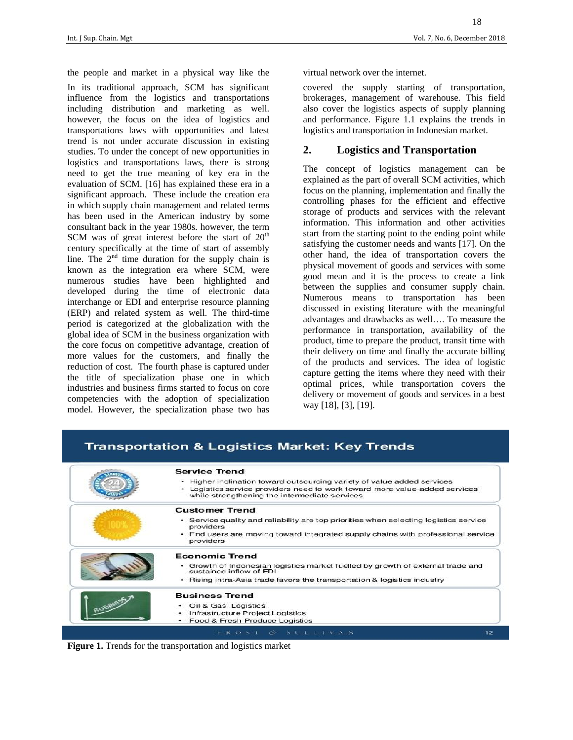the people and market in a physical way like the

In its traditional approach, SCM has significant influence from the logistics and transportations including distribution and marketing as well. however, the focus on the idea of logistics and transportations laws with opportunities and latest trend is not under accurate discussion in existing studies. To under the concept of new opportunities in logistics and transportations laws, there is strong need to get the true meaning of key era in the evaluation of SCM. [16] has explained these era in a significant approach. These include the creation era in which supply chain management and related terms has been used in the American industry by some consultant back in the year 1980s. however, the term SCM was of great interest before the start of 20th century specifically at the time of start of assembly line. The 2nd time duration for the supply chain is known as the integration era where SCM, were numerous studies have been highlighted and developed during the time of electronic data interchange or EDI and enterprise resource planning (ERP) and related system as well. The third-time period is categorized at the globalization with the global idea of SCM in the business organization with the core focus on competitive advantage, creation of more values for the customers, and finally the reduction of cost. The fourth phase is captured under the title of specialization phase one in which industries and business firms started to focus on core competencies with the adoption of specialization model. However, the specialization phase two has virtual network over the internet.

covered the supply starting of transportation, brokerages, management of warehouse. This field also cover the logistics aspects of supply planning and performance. Figure 1.1 explains the trends in logistics and transportation in Indonesian market.

## 2. Logistics and Transportation

The concept of logistics management can be explained as the part of overall SCM activities, which focus on the planning, implementation and finally the controlling phases for the efficient and effective storage of products and services with the relevant information. This information and other activities start from the starting point to the ending point while satisfying the customer needs and wants [17]. On the other hand, the idea of transportation covers the physical movement of goods and services with some good mean and it is the process to create a link between the supplies and consumer supply chain. Numerous means to transportation has been discussed in existing literature with the meaningful advantages and drawbacks as well…. To measure the performance in transportation, availability of the product, time to prepare the product, transit time with their delivery on time and finally the accurate billing of the products and services. The idea of logistic capture getting the items where they need with their optimal prices, while transportation covers the delivery or movement of goods and services in a best way [18], [3], [19].

**Transportation & Logistics Market: Key Trends**

**Service Trend**
- Higher inclination toward outsourcing variety of value added services
- Logistics service providers need to work toward more value-added services while strengthening the intermediate services

**Customer Trend**
- Service quality and reliability are top priorities when selecting logistics service providers
- End users are moving toward integrated supply chains with professional service providers

**Economic Trend**
- Growth of Indonesian logistics market fuelled by growth of external trade and sustained inflow of FDI
- Rising intra-Asia trade favors the transportation & logistics industry

**Business Trend**
- Oil & Gas Logistics
- Infrastructure Project Logistics
- Food & Fresh Produce Logistics

FROST & SULLIVAN

**Figure 1.** Trends for the transportation and logistics market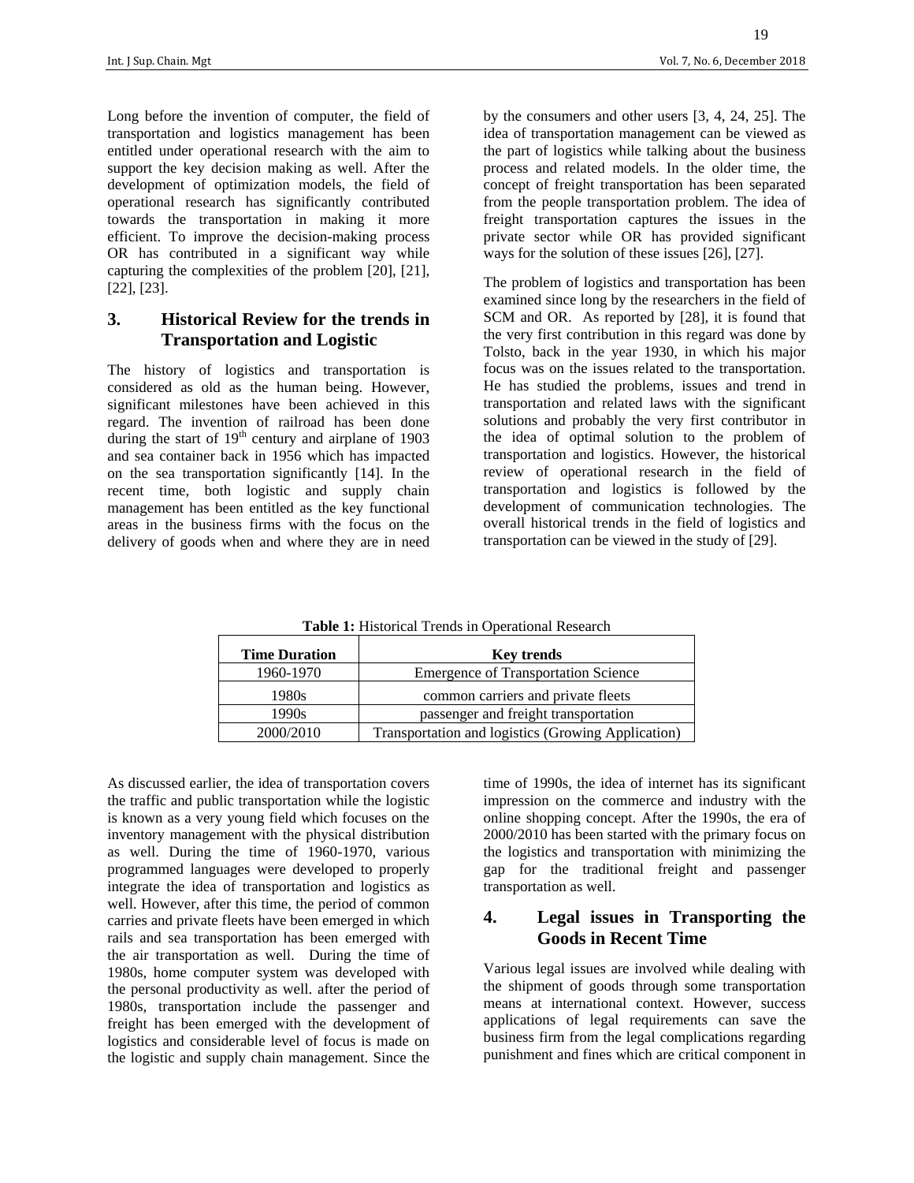Long before the invention of computer, the field of transportation and logistics management has been entitled under operational research with the aim to support the key decision making as well. After the development of optimization models, the field of operational research has significantly contributed towards the transportation in making it more efficient. To improve the decision-making process OR has contributed in a significant way while capturing the complexities of the problem [20], [21], [22], [23].

## 3. Historical Review for the trends in Transportation and Logistic

The history of logistics and transportation is considered as old as the human being. However, significant milestones have been achieved in this regard. The invention of railroad has been done during the start of 19th century and airplane of 1903 and sea container back in 1956 which has impacted on the sea transportation significantly [14]. In the recent time, both logistic and supply chain management has been entitled as the key functional areas in the business firms with the focus on the delivery of goods when and where they are in need by the consumers and other users [3, 4, 24, 25]. The idea of transportation management can be viewed as the part of logistics while talking about the business process and related models. In the older time, the concept of freight transportation has been separated from the people transportation problem. The idea of freight transportation captures the issues in the private sector while OR has provided significant ways for the solution of these issues [26], [27].

The problem of logistics and transportation has been examined since long by the researchers in the field of SCM and OR. As reported by [28], it is found that the very first contribution in this regard was done by Tolsto, back in the year 1930, in which his major focus was on the issues related to the transportation. He has studied the problems, issues and trend in transportation and related laws with the significant solutions and probably the very first contributor in the idea of optimal solution to the problem of transportation and logistics. However, the historical review of operational research in the field of transportation and logistics is followed by the development of communication technologies. The overall historical trends in the field of logistics and transportation can be viewed in the study of [29].

**Table 1:** Historical Trends in Operational Research

| Time Duration | Key trends |
| --- | --- |
| 1960-1970 | Emergence of Transportation Science |
| 1980s | common carriers and private fleets |
| 1990s | passenger and freight transportation |
| 2000/2010 | Transportation and logistics (Growing Application) |

As discussed earlier, the idea of transportation covers the traffic and public transportation while the logistic is known as a very young field which focuses on the inventory management with the physical distribution as well. During the time of 1960-1970, various programmed languages were developed to properly integrate the idea of transportation and logistics as well. However, after this time, the period of common carries and private fleets have been emerged in which rails and sea transportation has been emerged with the air transportation as well. During the time of 1980s, home computer system was developed with the personal productivity as well. after the period of 1980s, transportation include the passenger and freight has been emerged with the development of logistics and considerable level of focus is made on the logistic and supply chain management. Since the time of 1990s, the idea of internet has its significant impression on the commerce and industry with the online shopping concept. After the 1990s, the era of 2000/2010 has been started with the primary focus on the logistics and transportation with minimizing the gap for the traditional freight and passenger transportation as well.

## 4. Legal issues in Transporting the Goods in Recent Time

Various legal issues are involved while dealing with the shipment of goods through some transportation means at international context. However, success applications of legal requirements can save the business firm from the legal complications regarding punishment and fines which are critical component in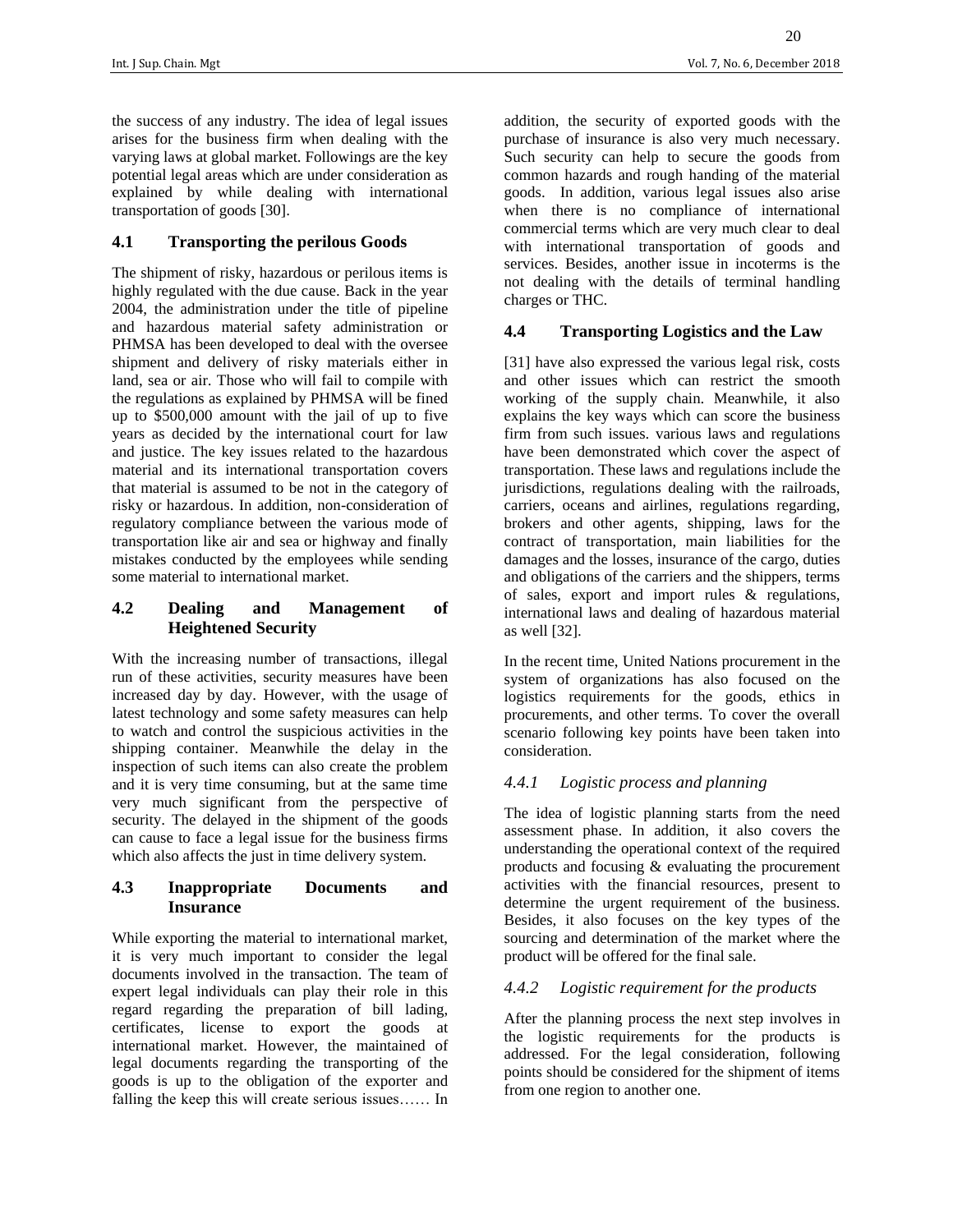the success of any industry. The idea of legal issues arises for the business firm when dealing with the varying laws at global market. Followings are the key potential legal areas which are under consideration as explained by while dealing with international transportation of goods [30].

### 4.1 Transporting the perilous Goods

The shipment of risky, hazardous or perilous items is highly regulated with the due cause. Back in the year 2004, the administration under the title of pipeline and hazardous material safety administration or PHMSA has been developed to deal with the oversee shipment and delivery of risky materials either in land, sea or air. Those who will fail to compile with the regulations as explained by PHMSA will be fined up to \$500,000 amount with the jail of up to five years as decided by the international court for law and justice. The key issues related to the hazardous material and its international transportation covers that material is assumed to be not in the category of risky or hazardous. In addition, non-consideration of regulatory compliance between the various mode of transportation like air and sea or highway and finally mistakes conducted by the employees while sending some material to international market.

### 4.2 Dealing and Management of Heightened Security

With the increasing number of transactions, illegal run of these activities, security measures have been increased day by day. However, with the usage of latest technology and some safety measures can help to watch and control the suspicious activities in the shipping container. Meanwhile the delay in the inspection of such items can also create the problem and it is very time consuming, but at the same time very much significant from the perspective of security. The delayed in the shipment of the goods can cause to face a legal issue for the business firms which also affects the just in time delivery system.

### 4.3 Inappropriate Documents and Insurance

While exporting the material to international market, it is very much important to consider the legal documents involved in the transaction. The team of expert legal individuals can play their role in this regard regarding the preparation of bill lading, certificates, license to export the goods at international market. However, the maintained of legal documents regarding the transporting of the goods is up to the obligation of the exporter and falling the keep this will create serious issues…… In addition, the security of exported goods with the purchase of insurance is also very much necessary. Such security can help to secure the goods from common hazards and rough handing of the material goods. In addition, various legal issues also arise when there is no compliance of international commercial terms which are very much clear to deal with international transportation of goods and services. Besides, another issue in incoterms is the not dealing with the details of terminal handling charges or THC.

### 4.4 Transporting Logistics and the Law

[31] have also expressed the various legal risk, costs and other issues which can restrict the smooth working of the supply chain. Meanwhile, it also explains the key ways which can score the business firm from such issues. various laws and regulations have been demonstrated which cover the aspect of transportation. These laws and regulations include the jurisdictions, regulations dealing with the railroads, carriers, oceans and airlines, regulations regarding, brokers and other agents, shipping, laws for the contract of transportation, main liabilities for the damages and the losses, insurance of the cargo, duties and obligations of the carriers and the shippers, terms of sales, export and import rules & regulations, international laws and dealing of hazardous material as well [32].

In the recent time, United Nations procurement in the system of organizations has also focused on the logistics requirements for the goods, ethics in procurements, and other terms. To cover the overall scenario following key points have been taken into consideration.

#### *4.4.1 Logistic process and planning*

The idea of logistic planning starts from the need assessment phase. In addition, it also covers the understanding the operational context of the required products and focusing & evaluating the procurement activities with the financial resources, present to determine the urgent requirement of the business. Besides, it also focuses on the key types of the sourcing and determination of the market where the product will be offered for the final sale.

#### *4.4.2 Logistic requirement for the products*

After the planning process the next step involves in the logistic requirements for the products is addressed. For the legal consideration, following points should be considered for the shipment of items from one region to another one.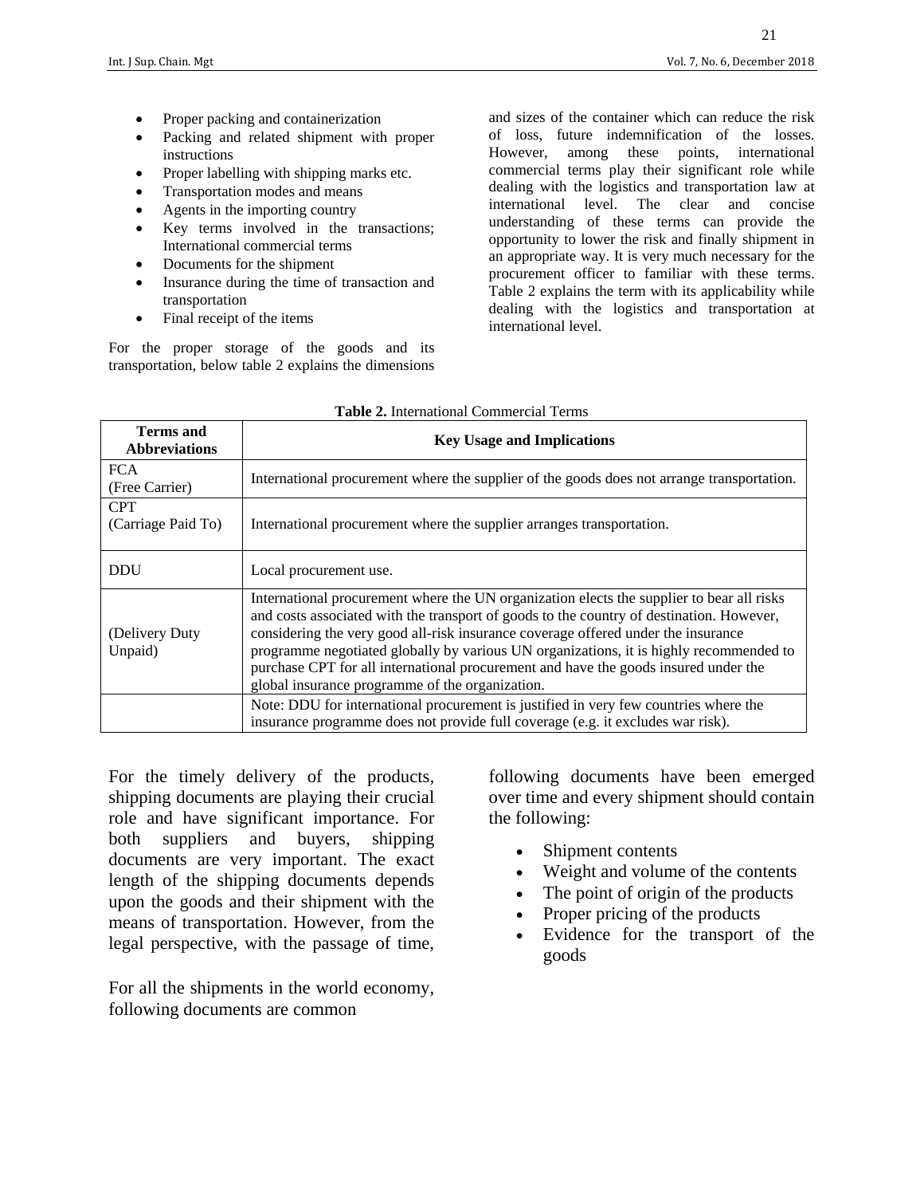- Proper packing and containerization
- Packing and related shipment with proper instructions
- Proper labelling with shipping marks etc.
- Transportation modes and means
- Agents in the importing country
- Key terms involved in the transactions; International commercial terms
- Documents for the shipment
- Insurance during the time of transaction and transportation
- Final receipt of the items

For the proper storage of the goods and its transportation, below table 2 explains the dimensions and sizes of the container which can reduce the risk of loss, future indemnification of the losses. However, among these points, international commercial terms play their significant role while dealing with the logistics and transportation law at international level. The clear and concise understanding of these terms can provide the opportunity to lower the risk and finally shipment in an appropriate way. It is very much necessary for the procurement officer to familiar with these terms. Table 2 explains the term with its applicability while dealing with the logistics and transportation at international level.

**Table 2.** International Commercial Terms

| Terms and Abbreviations | Key Usage and Implications |
|---|---|
| FCA (Free Carrier) | International procurement where the supplier of the goods does not arrange transportation. |
| CPT (Carriage Paid To) | International procurement where the supplier arranges transportation. |
| DDU | Local procurement use. |
| (Delivery Duty Unpaid) | International procurement where the UN organization elects the supplier to bear all risks and costs associated with the transport of goods to the country of destination. However, considering the very good all-risk insurance coverage offered under the insurance programme negotiated globally by various UN organizations, it is highly recommended to purchase CPT for all international procurement and have the goods insured under the global insurance programme of the organization. |
| | Note: DDU for international procurement is justified in very few countries where the insurance programme does not provide full coverage (e.g. it excludes war risk). |

For the timely delivery of the products, shipping documents are playing their crucial role and have significant importance. For both suppliers and buyers, shipping documents are very important. The exact length of the shipping documents depends upon the goods and their shipment with the means of transportation. However, from the legal perspective, with the passage of time, following documents have been emerged over time and every shipment should contain the following:

- Shipment contents
- Weight and volume of the contents
- The point of origin of the products
- Proper pricing of the products
- Evidence for the transport of the goods

For all the shipments in the world economy, following documents are common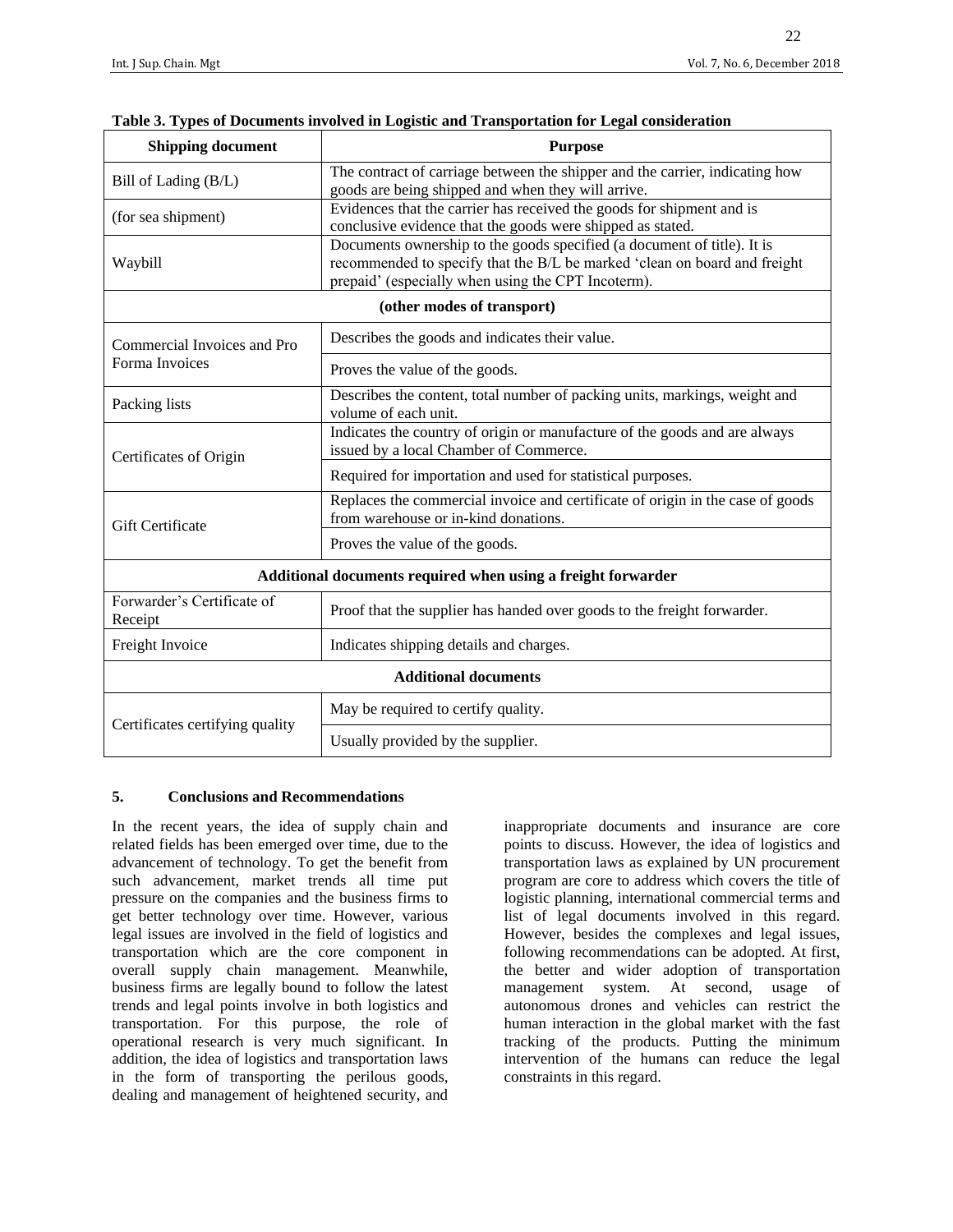**Table 3. Types of Documents involved in Logistic and Transportation for Legal consideration**

| Shipping document | Purpose |
|---|---|
| Bill of Lading (B/L) | The contract of carriage between the shipper and the carrier, indicating how goods are being shipped and when they will arrive. |
| (for sea shipment) | Evidences that the carrier has received the goods for shipment and is conclusive evidence that the goods were shipped as stated. |
| Waybill | Documents ownership to the goods specified (a document of title). It is recommended to specify that the B/L be marked 'clean on board and freight prepaid' (especially when using the CPT Incoterm). |
| **(other modes of transport)** | |
| Commercial Invoices and Pro Forma Invoices | Describes the goods and indicates their value. |
| | Proves the value of the goods. |
| Packing lists | Describes the content, total number of packing units, markings, weight and volume of each unit. |
| Certificates of Origin | Indicates the country of origin or manufacture of the goods and are always issued by a local Chamber of Commerce. |
| | Required for importation and used for statistical purposes. |
| Gift Certificate | Replaces the commercial invoice and certificate of origin in the case of goods from warehouse or in-kind donations. |
| | Proves the value of the goods. |
| **Additional documents required when using a freight forwarder** | |
| Forwarder's Certificate of Receipt | Proof that the supplier has handed over goods to the freight forwarder. |
| Freight Invoice | Indicates shipping details and charges. |
| **Additional documents** | |
| Certificates certifying quality | May be required to certify quality. |
| | Usually provided by the supplier. |

## 5. Conclusions and Recommendations

In the recent years, the idea of supply chain and related fields has been emerged over time, due to the advancement of technology. To get the benefit from such advancement, market trends all time put pressure on the companies and the business firms to get better technology over time. However, various legal issues are involved in the field of logistics and transportation which are the core component in overall supply chain management. Meanwhile, business firms are legally bound to follow the latest trends and legal points involve in both logistics and transportation. For this purpose, the role of operational research is very much significant. In addition, the idea of logistics and transportation laws in the form of transporting the perilous goods, dealing and management of heightened security, and inappropriate documents and insurance are core points to discuss. However, the idea of logistics and transportation laws as explained by UN procurement program are core to address which covers the title of logistic planning, international commercial terms and list of legal documents involved in this regard. However, besides the complexes and legal issues, following recommendations can be adopted. At first, the better and wider adoption of transportation management system. At second, usage of autonomous drones and vehicles can restrict the human interaction in the global market with the fast tracking of the products. Putting the minimum intervention of the humans can reduce the legal constraints in this regard.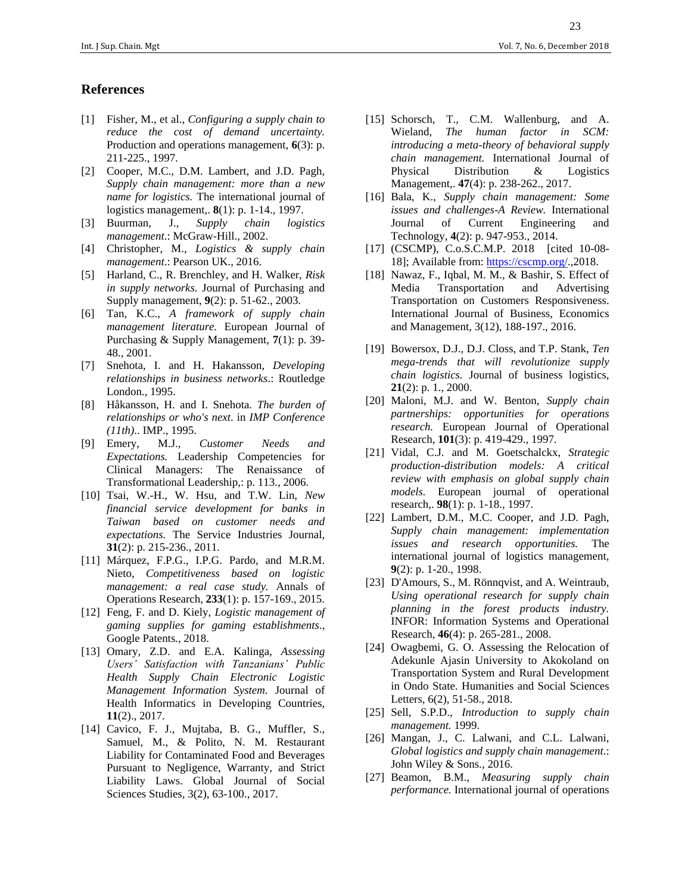## References

[1] Fisher, M., et al., *Configuring a supply chain to reduce the cost of demand uncertainty.* Production and operations management, **6**(3): p. 211-225., 1997.

[2] Cooper, M.C., D.M. Lambert, and J.D. Pagh, *Supply chain management: more than a new name for logistics.* The international journal of logistics management,. **8**(1): p. 1-14., 1997.

[3] Buurman, J., *Supply chain logistics management*.: McGraw-Hill., 2002.

[4] Christopher, M., *Logistics & supply chain management*.: Pearson UK., 2016.

[5] Harland, C., R. Brenchley, and H. Walker, *Risk in supply networks.* Journal of Purchasing and Supply management, **9**(2): p. 51-62., 2003.

[6] Tan, K.C., *A framework of supply chain management literature.* European Journal of Purchasing & Supply Management, **7**(1): p. 39-48., 2001.

[7] Snehota, I. and H. Hakansson, *Developing relationships in business networks*.: Routledge London., 1995.

[8] Håkansson, H. and I. Snehota. *The burden of relationships or who's next*. in *IMP Conference (11th)*.. IMP., 1995.

[9] Emery, M.J., *Customer Needs and Expectations.* Leadership Competencies for Clinical Managers: The Renaissance of Transformational Leadership,: p. 113., 2006.

[10] Tsai, W.-H., W. Hsu, and T.W. Lin, *New financial service development for banks in Taiwan based on customer needs and expectations.* The Service Industries Journal, **31**(2): p. 215-236., 2011.

[11] Márquez, F.P.G., I.P.G. Pardo, and M.R.M. Nieto, *Competitiveness based on logistic management: a real case study.* Annals of Operations Research, **233**(1): p. 157-169., 2015.

[12] Feng, F. and D. Kiely, *Logistic management of gaming supplies for gaming establishments*., Google Patents., 2018.

[13] Omary, Z.D. and E.A. Kalinga, *Assessing Users' Satisfaction with Tanzanians' Public Health Supply Chain Electronic Logistic Management Information System.* Journal of Health Informatics in Developing Countries, **11**(2)., 2017.

[14] Cavico, F. J., Mujtaba, B. G., Muffler, S., Samuel, M., & Polito, N. M. Restaurant Liability for Contaminated Food and Beverages Pursuant to Negligence, Warranty, and Strict Liability Laws. Global Journal of Social Sciences Studies, 3(2), 63-100., 2017.

[15] Schorsch, T., C.M. Wallenburg, and A. Wieland, *The human factor in SCM: introducing a meta-theory of behavioral supply chain management.* International Journal of Physical Distribution & Logistics Management,. **47**(4): p. 238-262., 2017.

[16] Bala, K., *Supply chain management: Some issues and challenges-A Review.* International Journal of Current Engineering and Technology, **4**(2): p. 947-953., 2014.

[17] (CSCMP), C.o.S.C.M.P. 2018 [cited 10-08-18]; Available from: https://cscmp.org/.,2018.

[18] Nawaz, F., Iqbal, M. M., & Bashir, S. Effect of Media Transportation and Advertising Transportation on Customers Responsiveness. International Journal of Business, Economics and Management, 3(12), 188-197., 2016.

[19] Bowersox, D.J., D.J. Closs, and T.P. Stank, *Ten mega-trends that will revolutionize supply chain logistics.* Journal of business logistics, **21**(2): p. 1., 2000.

[20] Maloni, M.J. and W. Benton, *Supply chain partnerships: opportunities for operations research.* European Journal of Operational Research, **101**(3): p. 419-429., 1997.

[21] Vidal, C.J. and M. Goetschalckx, *Strategic production-distribution models: A critical review with emphasis on global supply chain models.* European journal of operational research,. **98**(1): p. 1-18., 1997.

[22] Lambert, D.M., M.C. Cooper, and J.D. Pagh, *Supply chain management: implementation issues and research opportunities.* The international journal of logistics management, **9**(2): p. 1-20., 1998.

[23] D'Amours, S., M. Rönnqvist, and A. Weintraub, *Using operational research for supply chain planning in the forest products industry.* INFOR: Information Systems and Operational Research, **46**(4): p. 265-281., 2008.

[24] Owagbemi, G. O. Assessing the Relocation of Adekunle Ajasin University to Akokoland on Transportation System and Rural Development in Ondo State. Humanities and Social Sciences Letters, 6(2), 51-58., 2018.

[25] Sell, S.P.D., *Introduction to supply chain management.* 1999.

[26] Mangan, J., C. Lalwani, and C.L. Lalwani, *Global logistics and supply chain management*.: John Wiley & Sons., 2016.

[27] Beamon, B.M., *Measuring supply chain performance.* International journal of operations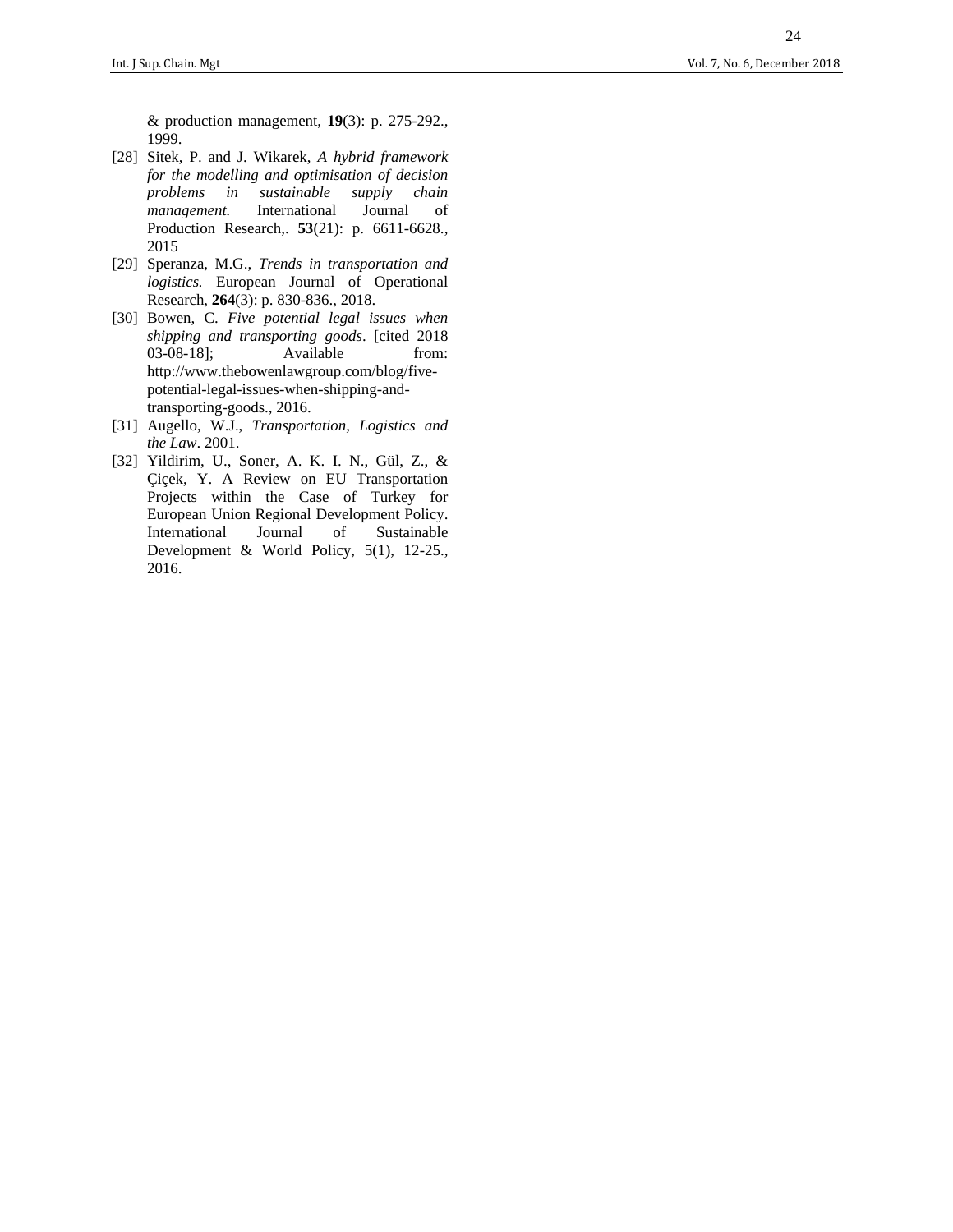& production management, **19**(3): p. 275-292., 1999.

[28] Sitek, P. and J. Wikarek, *A hybrid framework for the modelling and optimisation of decision problems in sustainable supply chain management.* International Journal of Production Research,. **53**(21): p. 6611-6628., 2015

[29] Speranza, M.G., *Trends in transportation and logistics.* European Journal of Operational Research, **264**(3): p. 830-836., 2018.

[30] Bowen, C. *Five potential legal issues when shipping and transporting goods*. [cited 2018 03-08-18]; Available from: http://www.thebowenlawgroup.com/blog/five-potential-legal-issues-when-shipping-and-transporting-goods., 2016.

[31] Augello, W.J., *Transportation, Logistics and the Law*. 2001.

[32] Yildirim, U., Soner, A. K. I. N., Gül, Z., & Çiçek, Y. A Review on EU Transportation Projects within the Case of Turkey for European Union Regional Development Policy. International Journal of Sustainable Development & World Policy, 5(1), 12-25., 2016.